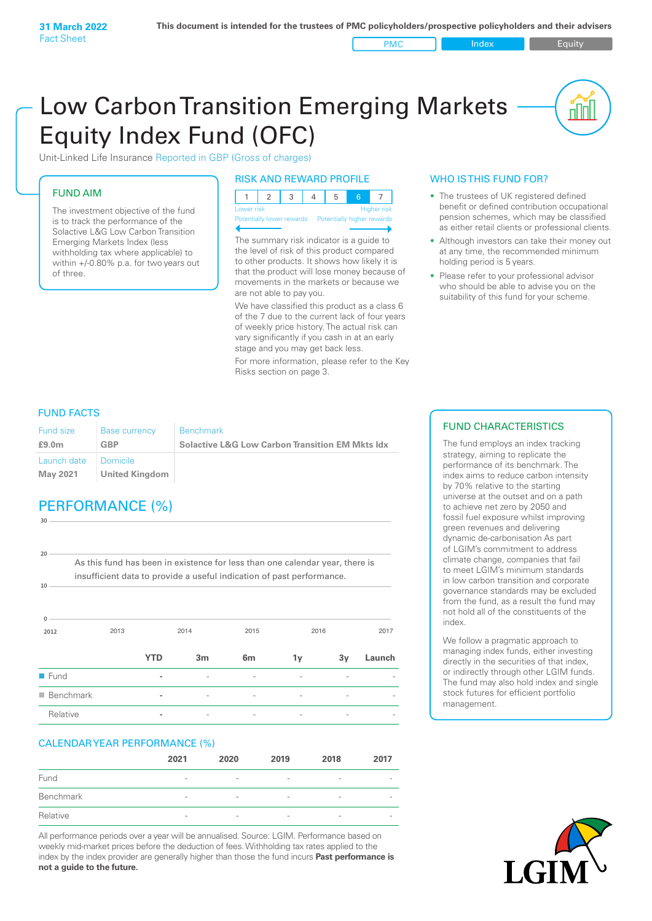31 March 2022
Fact Sheet

This document is intended for the trustees of PMC policyholders/prospective policyholders and their advisers

PMC | Index | Equity

# Low Carbon Transition Emerging Markets Equity Index Fund (OFC)

Unit-Linked Life Insurance Reported in GBP (Gross of charges)

## FUND AIM

The investment objective of the fund is to track the performance of the Solactive L&G Low Carbon Transition Emerging Markets Index (less withholding tax where applicable) to within +/-0.80% p.a. for two years out of three.

## RISK AND REWARD PROFILE

| 1 | 2 | 3 | 4 | 5 | 6 | 7 |
|---|---|---|---|---|---|---|

Lower risk — Higher risk
Potentially lower rewards — Potentially higher rewards

The summary risk indicator is a guide to the level of risk of this product compared to other products. It shows how likely it is that the product will lose money because of movements in the markets or because we are not able to pay you.

We have classified this product as a class 6 of the 7 due to the current lack of four years of weekly price history. The actual risk can vary significantly if you cash in at an early stage and you may get back less.

For more information, please refer to the Key Risks section on page 3.

## WHO IS THIS FUND FOR?

- The trustees of UK registered defined benefit or defined contribution occupational pension schemes, which may be classified as either retail clients or professional clients.
- Although investors can take their money out at any time, the recommended minimum holding period is 5 years.
- Please refer to your professional advisor who should be able to advise you on the suitability of this fund for your scheme.

## FUND FACTS

| Fund size | Base currency | Benchmark |
|---|---|---|
| **£9.0m** | **GBP** | **Solactive L&G Low Carbon Transition EM Mkts Idx** |
| Launch date | Domicile | |
| **May 2021** | **United Kingdom** | |

## PERFORMANCE (%)

As this fund has been in existence for less than one calendar year, there is insufficient data to provide a useful indication of past performance.

| | YTD | 3m | 6m | 1y | 3y | Launch |
|---|---|---|---|---|---|---|
| Fund | - | - | - | - | - | - |
| Benchmark | - | - | - | - | - | - |
| Relative | - | - | - | - | - | - |

## CALENDAR YEAR PERFORMANCE (%)

| | 2021 | 2020 | 2019 | 2018 | 2017 |
|---|---|---|---|---|---|
| Fund | - | - | - | - | - |
| Benchmark | - | - | - | - | - |
| Relative | - | - | - | - | - |

All performance periods over a year will be annualised. Source: LGIM. Performance based on weekly mid-market prices before the deduction of fees. Withholding tax rates applied to the index by the index provider are generally higher than those the fund incurs **Past performance is not a guide to the future.**

## FUND CHARACTERISTICS

The fund employs an index tracking strategy, aiming to replicate the performance of its benchmark. The index aims to reduce carbon intensity by 70% relative to the starting universe at the outset and on a path to achieve net zero by 2050 and fossil fuel exposure whilst improving green revenues and delivering dynamic de-carbonisation As part of LGIM's commitment to address climate change, companies that fail to meet LGIM's minimum standards in low carbon transition and corporate governance standards may be excluded from the fund, as a result the fund may not hold all of the constituents of the index.

We follow a pragmatic approach to managing index funds, either investing directly in the securities of that index, or indirectly through other LGIM funds. The fund may also hold index and single stock futures for efficient portfolio management.

LGIM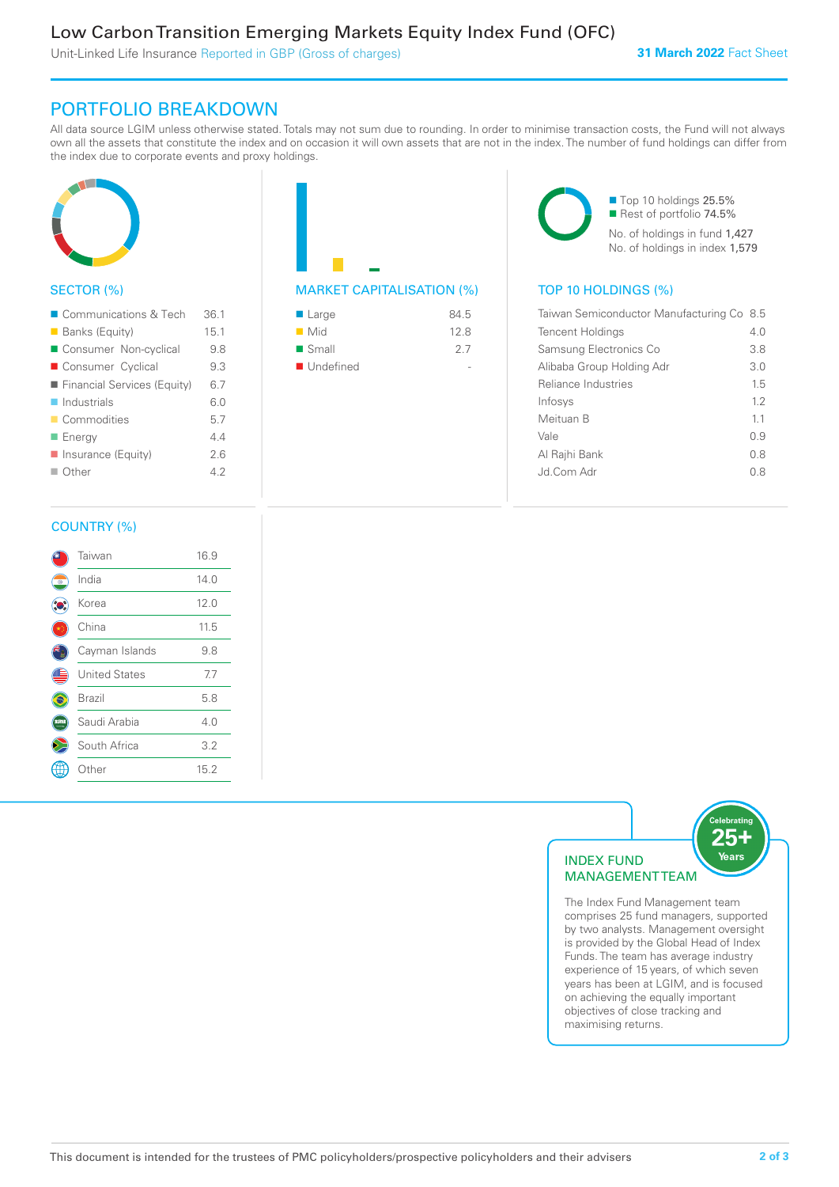# PORTFOLIO BREAKDOWN

All data source LGIM unless otherwise stated. Totals may not sum due to rounding. In order to minimise transaction costs, the Fund will not always own all the assets that constitute the index and on occasion it will own assets that are not in the index. The number of fund holdings can differ from the index due to corporate events and proxy holdings.

## SECTOR (%)

| Sector | % |
|---|---|
| Communications & Tech | 36.1 |
| Banks (Equity) | 15.1 |
| Consumer Non-cyclical | 9.8 |
| Consumer Cyclical | 9.3 |
| Financial Services (Equity) | 6.7 |
| Industrials | 6.0 |
| Commodities | 5.7 |
| Energy | 4.4 |
| Insurance (Equity) | 2.6 |
| Other | 4.2 |

## MARKET CAPITALISATION (%)

| Market Capitalisation | % |
|---|---|
| Large | 84.5 |
| Mid | 12.8 |
| Small | 2.7 |
| Undefined | - |

Top 10 holdings 25.5%
Rest of portfolio 74.5%
No. of holdings in fund 1,427
No. of holdings in index 1,579

## TOP 10 HOLDINGS (%)

| Holding | % |
|---|---|
| Taiwan Semiconductor Manufacturing Co | 8.5 |
| Tencent Holdings | 4.0 |
| Samsung Electronics Co | 3.8 |
| Alibaba Group Holding Adr | 3.0 |
| Reliance Industries | 1.5 |
| Infosys | 1.2 |
| Meituan B | 1.1 |
| Vale | 0.9 |
| Al Rajhi Bank | 0.8 |
| Jd.Com Adr | 0.8 |

## COUNTRY (%)

| Country | % |
|---|---|
| Taiwan | 16.9 |
| India | 14.0 |
| Korea | 12.0 |
| China | 11.5 |
| Cayman Islands | 9.8 |
| United States | 7.7 |
| Brazil | 5.8 |
| Saudi Arabia | 4.0 |
| South Africa | 3.2 |
| Other | 15.2 |

## INDEX FUND MANAGEMENT TEAM

Celebrating 25+ Years

The Index Fund Management team comprises 25 fund managers, supported by two analysts. Management oversight is provided by the Global Head of Index Funds. The team has average industry experience of 15 years, of which seven years has been at LGIM, and is focused on achieving the equally important objectives of close tracking and maximising returns.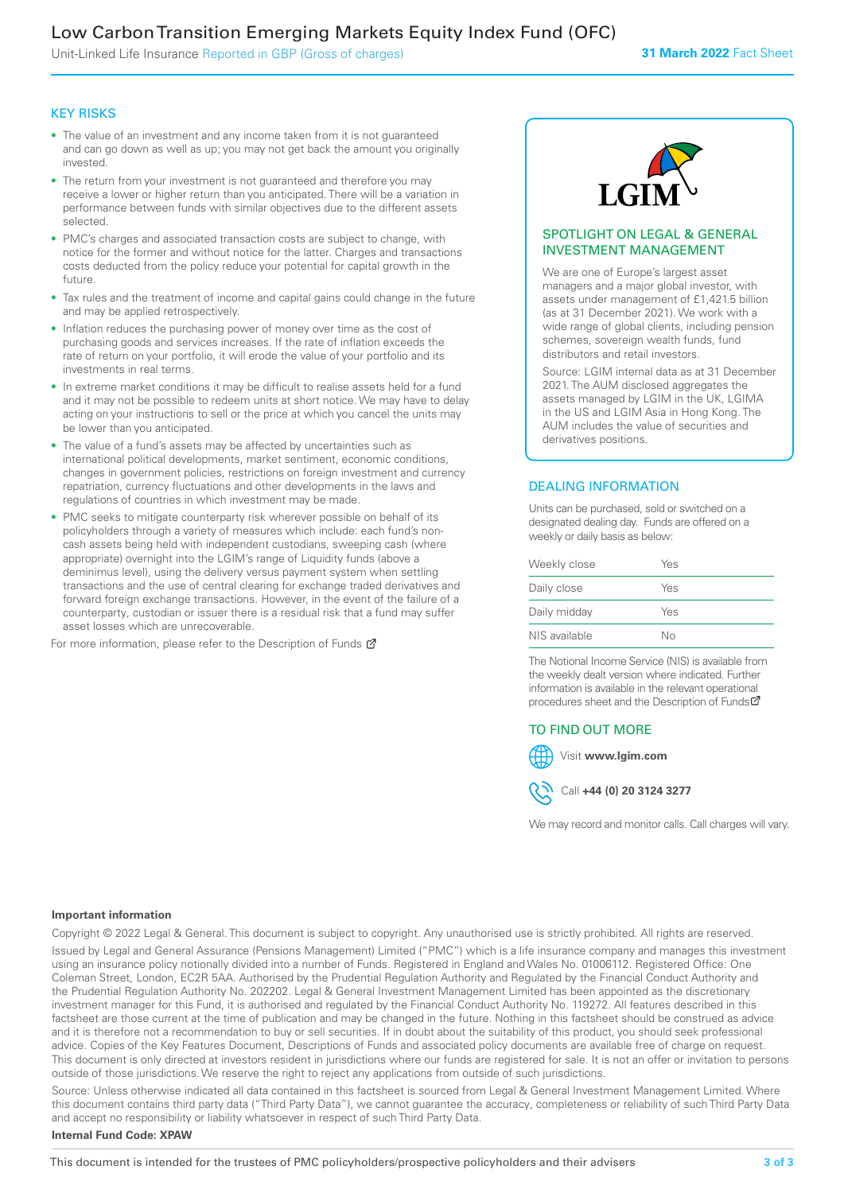## KEY RISKS

- The value of an investment and any income taken from it is not guaranteed and can go down as well as up; you may not get back the amount you originally invested.
- The return from your investment is not guaranteed and therefore you may receive a lower or higher return than you anticipated. There will be a variation in performance between funds with similar objectives due to the different assets selected.
- PMC's charges and associated transaction costs are subject to change, with notice for the former and without notice for the latter. Charges and transactions costs deducted from the policy reduce your potential for capital growth in the future.
- Tax rules and the treatment of income and capital gains could change in the future and may be applied retrospectively.
- Inflation reduces the purchasing power of money over time as the cost of purchasing goods and services increases. If the rate of inflation exceeds the rate of return on your portfolio, it will erode the value of your portfolio and its investments in real terms.
- In extreme market conditions it may be difficult to realise assets held for a fund and it may not be possible to redeem units at short notice. We may have to delay acting on your instructions to sell or the price at which you cancel the units may be lower than you anticipated.
- The value of a fund's assets may be affected by uncertainties such as international political developments, market sentiment, economic conditions, changes in government policies, restrictions on foreign investment and currency repatriation, currency fluctuations and other developments in the laws and regulations of countries in which investment may be made.
- PMC seeks to mitigate counterparty risk wherever possible on behalf of its policyholders through a variety of measures which include: each fund's non-cash assets being held with independent custodians, sweeping cash (where appropriate) overnight into the LGIM's range of Liquidity funds (above a deminimus level), using the delivery versus payment system when settling transactions and the use of central clearing for exchange traded derivatives and forward foreign exchange transactions. However, in the event of the failure of a counterparty, custodian or issuer there is a residual risk that a fund may suffer asset losses which are unrecoverable.

For more information, please refer to the Description of Funds

## SPOTLIGHT ON LEGAL & GENERAL INVESTMENT MANAGEMENT

We are one of Europe's largest asset managers and a major global investor, with assets under management of £1,421.5 billion (as at 31 December 2021). We work with a wide range of global clients, including pension schemes, sovereign wealth funds, fund distributors and retail investors.

Source: LGIM internal data as at 31 December 2021. The AUM disclosed aggregates the assets managed by LGIM in the UK, LGIMA in the US and LGIM Asia in Hong Kong. The AUM includes the value of securities and derivatives positions.

## DEALING INFORMATION

Units can be purchased, sold or switched on a designated dealing day. Funds are offered on a weekly or daily basis as below:

| | |
|---|---|
| Weekly close | Yes |
| Daily close | Yes |
| Daily midday | Yes |
| NIS available | No |

The Notional Income Service (NIS) is available from the weekly dealt version where indicated. Further information is available in the relevant operational procedures sheet and the Description of Funds

## TO FIND OUT MORE

Visit **www.lgim.com**

Call **+44 (0) 20 3124 3277**

We may record and monitor calls. Call charges will vary.

**Important information**

Copyright © 2022 Legal & General. This document is subject to copyright. Any unauthorised use is strictly prohibited. All rights are reserved.

Issued by Legal and General Assurance (Pensions Management) Limited ("PMC") which is a life insurance company and manages this investment using an insurance policy notionally divided into a number of Funds. Registered in England and Wales No. 01006112. Registered Office: One Coleman Street, London, EC2R 5AA. Authorised by the Prudential Regulation Authority and Regulated by the Financial Conduct Authority and the Prudential Regulation Authority No. 202202. Legal & General Investment Management Limited has been appointed as the discretionary investment manager for this Fund, it is authorised and regulated by the Financial Conduct Authority No. 119272. All features described in this factsheet are those current at the time of publication and may be changed in the future. Nothing in this factsheet should be construed as advice and it is therefore not a recommendation to buy or sell securities. If in doubt about the suitability of this product, you should seek professional advice. Copies of the Key Features Document, Descriptions of Funds and associated policy documents are available free of charge on request. This document is only directed at investors resident in jurisdictions where our funds are registered for sale. It is not an offer or invitation to persons outside of those jurisdictions. We reserve the right to reject any applications from outside of such jurisdictions.

Source: Unless otherwise indicated all data contained in this factsheet is sourced from Legal & General Investment Management Limited. Where this document contains third party data ("Third Party Data"), we cannot guarantee the accuracy, completeness or reliability of such Third Party Data and accept no responsibility or liability whatsoever in respect of such Third Party Data.

**Internal Fund Code: XPAW**

This document is intended for the trustees of PMC policyholders/prospective policyholders and their advisers